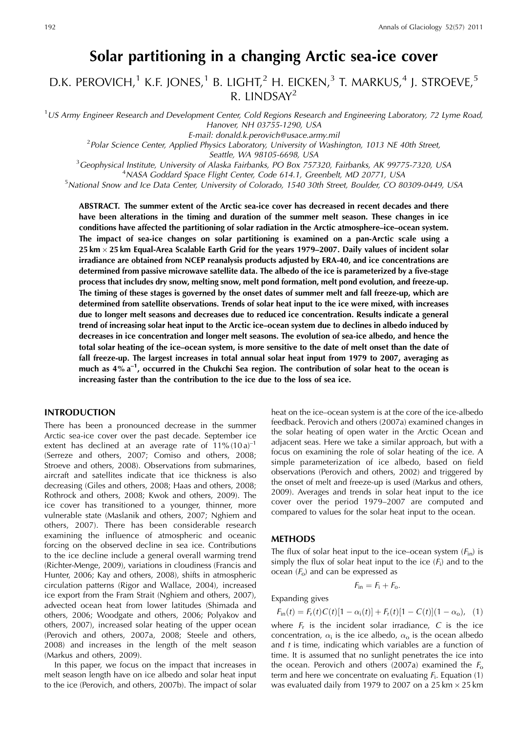# Solar partitioning in a changing Arctic sea-ice cover

D.K. PEROVICH,[1] K.F. JONES,[1] B. LIGHT,[2] H. EICKEN,[3] T. MARKUS,[4] J. STROEVE,[5] R. LINDSAY[2]

[1]US Army Engineer Research and Development Center, Cold Regions Research and Engineering Laboratory, 72 Lyme Road, Hanover, NH 03755-1290, USA

E-mail: donald.k.perovich@usace.army.mil

[2]Polar Science Center, Applied Physics Laboratory, University of Washington, 1013 NE 40th Street, Seattle, WA 98105-6698, USA

[3]Geophysical Institute, University of Alaska Fairbanks, PO Box 757320, Fairbanks, AK 99775-7320, USA

[4]NASA Goddard Space Flight Center, Code 614.1, Greenbelt, MD 20771, USA

[5]National Snow and Ice Data Center, University of Colorado, 1540 30th Street, Boulder, CO 80309-0449, USA

**ABSTRACT. The summer extent of the Arctic sea-ice cover has decreased in recent decades and there have been alterations in the timing and duration of the summer melt season. These changes in ice conditions have affected the partitioning of solar radiation in the Arctic atmosphere–ice–ocean system. The impact of sea-ice changes on solar partitioning is examined on a pan-Arctic scale using a 25 km × 25 km Equal-Area Scalable Earth Grid for the years 1979–2007. Daily values of incident solar irradiance are obtained from NCEP reanalysis products adjusted by ERA-40, and ice concentrations are determined from passive microwave satellite data. The albedo of the ice is parameterized by a five-stage process that includes dry snow, melting snow, melt pond formation, melt pond evolution, and freeze-up. The timing of these stages is governed by the onset dates of summer melt and fall freeze-up, which are determined from satellite observations. Trends of solar heat input to the ice were mixed, with increases due to longer melt seasons and decreases due to reduced ice concentration. Results indicate a general trend of increasing solar heat input to the Arctic ice–ocean system due to declines in albedo induced by decreases in ice concentration and longer melt seasons. The evolution of sea-ice albedo, and hence the total solar heating of the ice–ocean system, is more sensitive to the date of melt onset than the date of fall freeze-up. The largest increases in total annual solar heat input from 1979 to 2007, averaging as much as 4% $a^{-1}$, occurred in the Chukchi Sea region. The contribution of solar heat to the ocean is increasing faster than the contribution to the ice due to the loss of sea ice.**

## INTRODUCTION

There has been a pronounced decrease in the summer Arctic sea-ice cover over the past decade. September ice extent has declined at an average rate of 11% $(10\,a)^{-1}$ (Serreze and others, 2007; Comiso and others, 2008; Stroeve and others, 2008). Observations from submarines, aircraft and satellites indicate that ice thickness is also decreasing (Giles and others, 2008; Haas and others, 2008; Rothrock and others, 2008; Kwok and others, 2009). The ice cover has transitioned to a younger, thinner, more vulnerable state (Maslanik and others, 2007; Nghiem and others, 2007). There has been considerable research examining the influence of atmospheric and oceanic forcing on the observed decline in sea ice. Contributions to the ice decline include a general overall warming trend (Richter-Menge, 2009), variations in cloudiness (Francis and Hunter, 2006; Kay and others, 2008), shifts in atmospheric circulation patterns (Rigor and Wallace, 2004), increased ice export from the Fram Strait (Nghiem and others, 2007), advected ocean heat from lower latitudes (Shimada and others, 2006; Woodgate and others, 2006; Polyakov and others, 2007), increased solar heating of the upper ocean (Perovich and others, 2007a, 2008; Steele and others, 2008) and increases in the length of the melt season (Markus and others, 2009).

In this paper, we focus on the impact that increases in melt season length have on ice albedo and solar heat input to the ice (Perovich, and others, 2007b). The impact of solar heat on the ice–ocean system is at the core of the ice-albedo feedback. Perovich and others (2007a) examined changes in the solar heating of open water in the Arctic Ocean and adjacent seas. Here we take a similar approach, but with a focus on examining the role of solar heating of the ice. A simple parameterization of ice albedo, based on field observations (Perovich and others, 2002) and triggered by the onset of melt and freeze-up is used (Markus and others, 2009). Averages and trends in solar heat input to the ice cover over the period 1979–2007 are computed and compared to values for the solar heat input to the ocean.

## METHODS

The flux of solar heat input to the ice–ocean system ($F_{in}$) is simply the flux of solar heat input to the ice ($F_i$) and to the ocean ($F_o$) and can be expressed as

$$F_{in} = F_i + F_o.$$

Expanding gives

$$F_{in}(t) = F_r(t)C(t)[1 - \alpha_i(t)] + F_r(t)[1 - C(t)](1 - \alpha_o), \quad (1)$$

where $F_r$ is the incident solar irradiance, $C$ is the ice concentration, $\alpha_i$ is the ice albedo, $\alpha_o$ is the ocean albedo and $t$ is time, indicating which variables are a function of time. It is assumed that no sunlight penetrates the ice into the ocean. Perovich and others (2007a) examined the $F_o$ term and here we concentrate on evaluating $F_i$. Equation (1) was evaluated daily from 1979 to 2007 on a 25 km × 25 km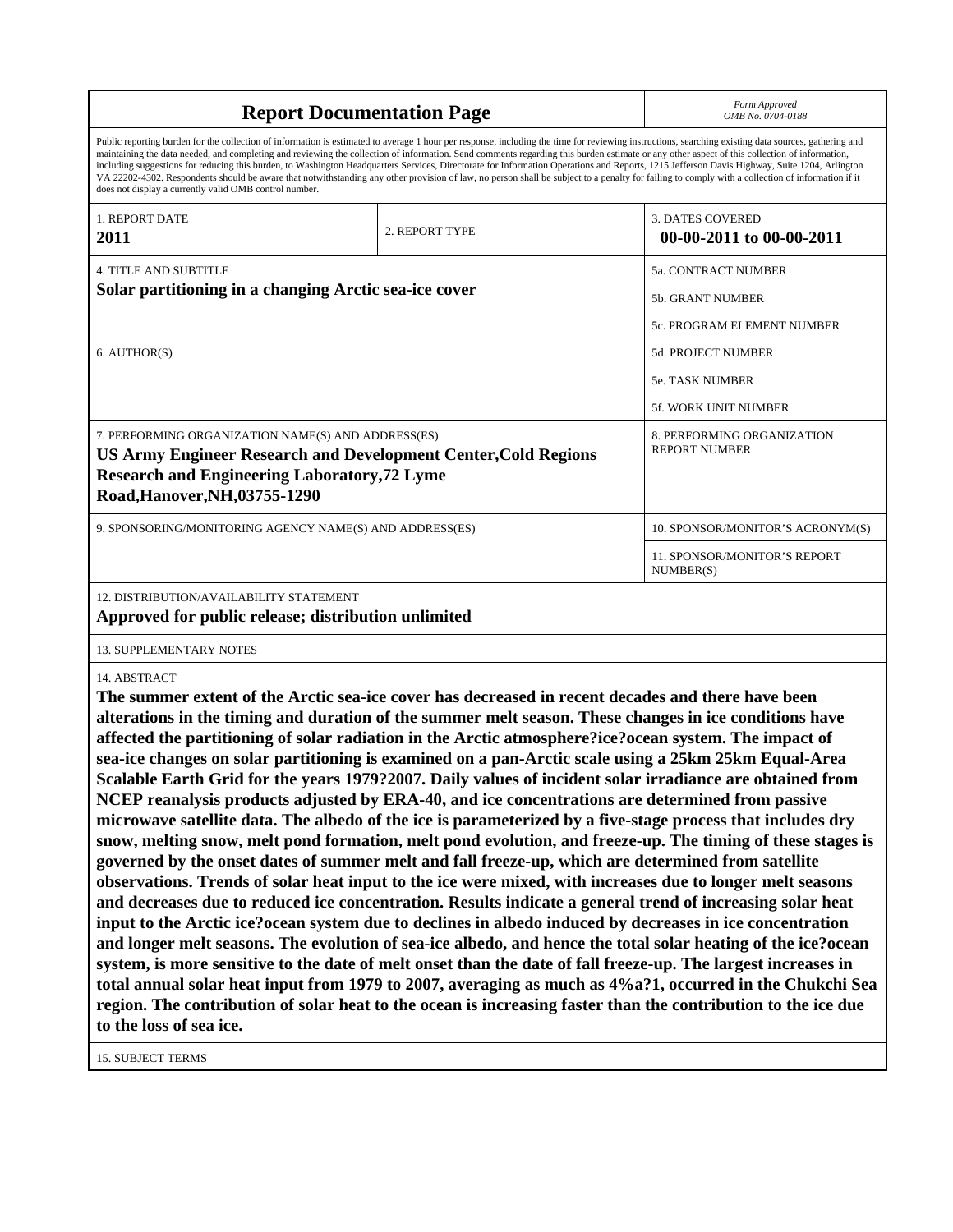# Report Documentation Page

*Form Approved*
*OMB No. 0704-0188*

Public reporting burden for the collection of information is estimated to average 1 hour per response, including the time for reviewing instructions, searching existing data sources, gathering and maintaining the data needed, and completing and reviewing the collection of information. Send comments regarding this burden estimate or any other aspect of this collection of information, including suggestions for reducing this burden, to Washington Headquarters Services, Directorate for Information Operations and Reports, 1215 Jefferson Davis Highway, Suite 1204, Arlington VA 22202-4302. Respondents should be aware that notwithstanding any other provision of law, no person shall be subject to a penalty for failing to comply with a collection of information if it does not display a currently valid OMB control number.

| | | |
|---|---|---|
| 1. REPORT DATE<br>**2011** | 2. REPORT TYPE | 3. DATES COVERED<br>**00-00-2011 to 00-00-2011** |
| 4. TITLE AND SUBTITLE<br>**Solar partitioning in a changing Arctic sea-ice cover** | | 5a. CONTRACT NUMBER |
| | | 5b. GRANT NUMBER |
| | | 5c. PROGRAM ELEMENT NUMBER |
| 6. AUTHOR(S) | | 5d. PROJECT NUMBER |
| | | 5e. TASK NUMBER |
| | | 5f. WORK UNIT NUMBER |
| 7. PERFORMING ORGANIZATION NAME(S) AND ADDRESS(ES)<br>**US Army Engineer Research and Development Center,Cold Regions Research and Engineering Laboratory,72 Lyme Road,Hanover,NH,03755-1290** | | 8. PERFORMING ORGANIZATION REPORT NUMBER |
| 9. SPONSORING/MONITORING AGENCY NAME(S) AND ADDRESS(ES) | | 10. SPONSOR/MONITOR'S ACRONYM(S) |
| | | 11. SPONSOR/MONITOR'S REPORT NUMBER(S) |

12. DISTRIBUTION/AVAILABILITY STATEMENT
**Approved for public release; distribution unlimited**

13. SUPPLEMENTARY NOTES

14. ABSTRACT
**The summer extent of the Arctic sea-ice cover has decreased in recent decades and there have been alterations in the timing and duration of the summer melt season. These changes in ice conditions have affected the partitioning of solar radiation in the Arctic atmosphere?ice?ocean system. The impact of sea-ice changes on solar partitioning is examined on a pan-Arctic scale using a 25km 25km Equal-Area Scalable Earth Grid for the years 1979?2007. Daily values of incident solar irradiance are obtained from NCEP reanalysis products adjusted by ERA-40, and ice concentrations are determined from passive microwave satellite data. The albedo of the ice is parameterized by a five-stage process that includes dry snow, melting snow, melt pond formation, melt pond evolution, and freeze-up. The timing of these stages is governed by the onset dates of summer melt and fall freeze-up, which are determined from satellite observations. Trends of solar heat input to the ice were mixed, with increases due to longer melt seasons and decreases due to reduced ice concentration. Results indicate a general trend of increasing solar heat input to the Arctic ice?ocean system due to declines in albedo induced by decreases in ice concentration and longer melt seasons. The evolution of sea-ice albedo, and hence the total solar heating of the ice?ocean system, is more sensitive to the date of melt onset than the date of fall freeze-up. The largest increases in total annual solar heat input from 1979 to 2007, averaging as much as 4%a?1, occurred in the Chukchi Sea region. The contribution of solar heat to the ocean is increasing faster than the contribution to the ice due to the loss of sea ice.**

15. SUBJECT TERMS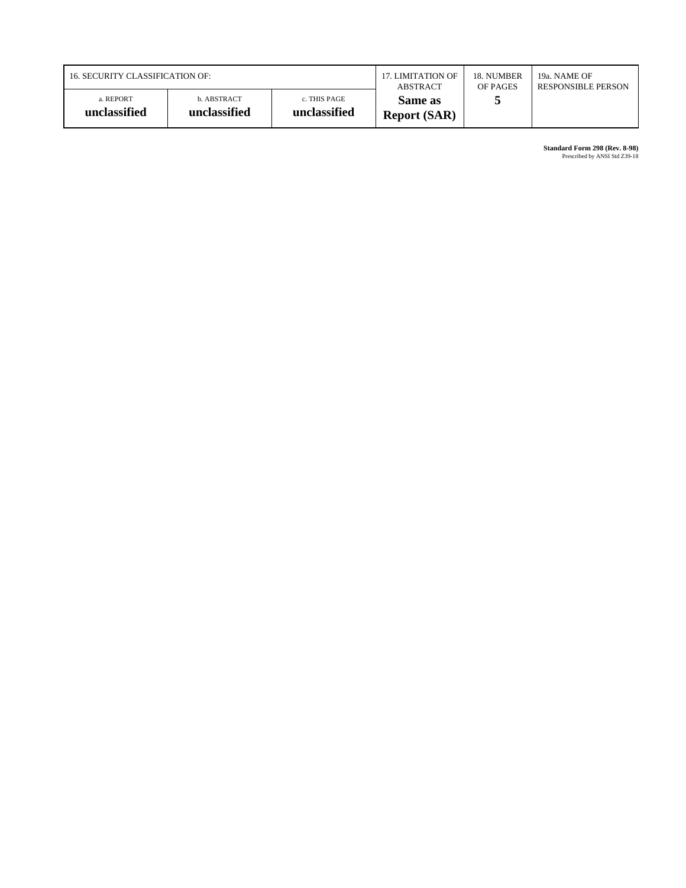| 16. SECURITY CLASSIFICATION OF: | | | 17. LIMITATION OF ABSTRACT | 18. NUMBER OF PAGES | 19a. NAME OF RESPONSIBLE PERSON |
|---|---|---|---|---|---|
| a. REPORT **unclassified** | b. ABSTRACT **unclassified** | c. THIS PAGE **unclassified** | **Same as Report (SAR)** | **5** | |

**Standard Form 298 (Rev. 8-98)**
Prescribed by ANSI Std Z39-18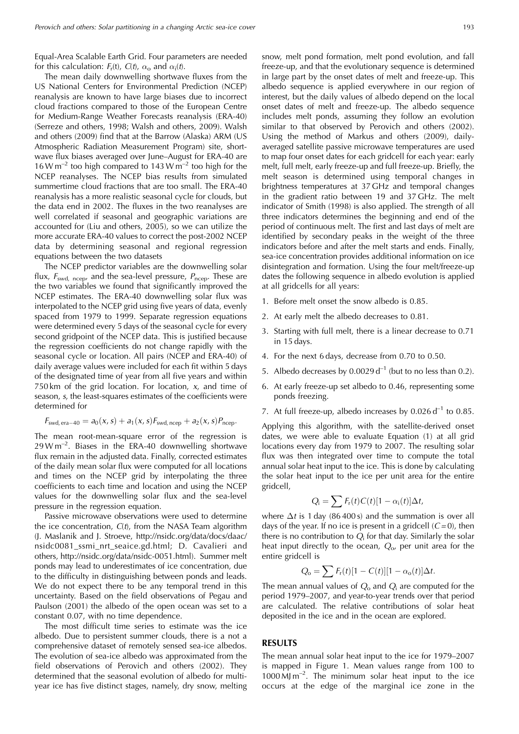Equal-Area Scalable Earth Grid. Four parameters are needed for this calculation: $F_r(t)$, $C(t)$, $\alpha_o$ and $\alpha_i(t)$.

The mean daily downwelling shortwave fluxes from the US National Centers for Environmental Prediction (NCEP) reanalysis are known to have large biases due to incorrect cloud fractions compared to those of the European Centre for Medium-Range Weather Forecasts reanalysis (ERA-40) (Serreze and others, 1998; Walsh and others, 2009). Walsh and others (2009) find that at the Barrow (Alaska) ARM (US Atmospheric Radiation Measurement Program) site, shortwave flux biases averaged over June–August for ERA-40 are $16\,\mathrm{W\,m^{-2}}$ too high compared to $143\,\mathrm{W\,m^{-2}}$ too high for the NCEP reanalyses. The NCEP bias results from simulated summertime cloud fractions that are too small. The ERA-40 reanalysis has a more realistic seasonal cycle for clouds, but the data end in 2002. The fluxes in the two reanalyses are well correlated if seasonal and geographic variations are accounted for (Liu and others, 2005), so we can utilize the more accurate ERA-40 values to correct the post-2002 NCEP data by determining seasonal and regional regression equations between the two datasets

The NCEP predictor variables are the downwelling solar flux, $F_{\mathrm{swd,\,ncep}}$, and the sea-level pressure, $P_{\mathrm{ncep}}$. These are the two variables we found that significantly improved the NCEP estimates. The ERA-40 downwelling solar flux was interpolated to the NCEP grid using five years of data, evenly spaced from 1979 to 1999. Separate regression equations were determined every 5 days of the seasonal cycle for every second gridpoint of the NCEP data. This is justified because the regression coefficients do not change rapidly with the seasonal cycle or location. All pairs (NCEP and ERA-40) of daily average values were included for each fit within 5 days of the designated time of year from all five years and within 750 km of the grid location. For location, $x$, and time of season, $s$, the least-squares estimates of the coefficients were determined for

$$F_{\mathrm{swd,\,era-40}} = a_0(x,s) + a_1(x,s)F_{\mathrm{swd,\,ncep}} + a_2(x,s)P_{\mathrm{ncep}}.$$

The mean root-mean-square error of the regression is $29\,\mathrm{W\,m^{-2}}$. Biases in the ERA-40 downwelling shortwave flux remain in the adjusted data. Finally, corrected estimates of the daily mean solar flux were computed for all locations and times on the NCEP grid by interpolating the three coefficients to each time and location and using the NCEP values for the downwelling solar flux and the sea-level pressure in the regression equation.

Passive microwave observations were used to determine the ice concentration, $C(t)$, from the NASA Team algorithm (J. Maslanik and J. Stroeve, http://nsidc.org/data/docs/daac/nsidc0081_ssmi_nrt_seaice.gd.html; D. Cavalieri and others, http://nsidc.org/data/nsidc-0051.html). Summer melt ponds may lead to underestimates of ice concentration, due to the difficulty in distinguishing between ponds and leads. We do not expect there to be any temporal trend in this uncertainty. Based on the field observations of Pegau and Paulson (2001) the albedo of the open ocean was set to a constant 0.07, with no time dependence.

The most difficult time series to estimate was the ice albedo. Due to persistent summer clouds, there is a not a comprehensive dataset of remotely sensed sea-ice albedos. The evolution of sea-ice albedo was approximated from the field observations of Perovich and others (2002). They determined that the seasonal evolution of albedo for multiyear ice has five distinct stages, namely, dry snow, melting snow, melt pond formation, melt pond evolution, and fall freeze-up, and that the evolutionary sequence is determined in large part by the onset dates of melt and freeze-up. This albedo sequence is applied everywhere in our region of interest, but the daily values of albedo depend on the local onset dates of melt and freeze-up. The albedo sequence includes melt ponds, assuming they follow an evolution similar to that observed by Perovich and others (2002). Using the method of Markus and others (2009), daily-averaged satellite passive microwave temperatures are used to map four onset dates for each gridcell for each year: early melt, full melt, early freeze-up and full freeze-up. Briefly, the melt season is determined using temporal changes in brightness temperatures at 37 GHz and temporal changes in the gradient ratio between 19 and 37 GHz. The melt indicator of Smith (1998) is also applied. The strength of all three indicators determines the beginning and end of the period of continuous melt. The first and last days of melt are identified by secondary peaks in the weight of the three indicators before and after the melt starts and ends. Finally, sea-ice concentration provides additional information on ice disintegration and formation. Using the four melt/freeze-up dates the following sequence in albedo evolution is applied at all gridcells for all years:

1. Before melt onset the snow albedo is 0.85.
2. At early melt the albedo decreases to 0.81.
3. Starting with full melt, there is a linear decrease to 0.71 in 15 days.
4. For the next 6 days, decrease from 0.70 to 0.50.
5. Albedo decreases by $0.0029\,\mathrm{d^{-1}}$ (but to no less than 0.2).
6. At early freeze-up set albedo to 0.46, representing some ponds freezing.
7. At full freeze-up, albedo increases by $0.026\,\mathrm{d^{-1}}$ to 0.85.

Applying this algorithm, with the satellite-derived onset dates, we were able to evaluate Equation (1) at all grid locations every day from 1979 to 2007. The resulting solar flux was then integrated over time to compute the total annual solar heat input to the ice. This is done by calculating the solar heat input to the ice per unit area for the entire gridcell,

$$Q_i = \sum F_r(t)C(t)[1 - \alpha_i(t)]\Delta t,$$

where $\Delta t$ is 1 day (86 400 s) and the summation is over all days of the year. If no ice is present in a gridcell ($C = 0$), then there is no contribution to $Q_i$ for that day. Similarly the solar heat input directly to the ocean, $Q_o$, per unit area for the entire gridcell is

$$Q_o = \sum F_r(t)[1 - C(t)][1 - \alpha_o(t)]\Delta t.$$

The mean annual values of $Q_o$ and $Q_i$ are computed for the period 1979–2007, and year-to-year trends over that period are calculated. The relative contributions of solar heat deposited in the ice and in the ocean are explored.

## RESULTS

The mean annual solar heat input to the ice for 1979–2007 is mapped in Figure 1. Mean values range from 100 to $1000\,\mathrm{MJ\,m^{-2}}$. The minimum solar heat input to the ice occurs at the edge of the marginal ice zone in the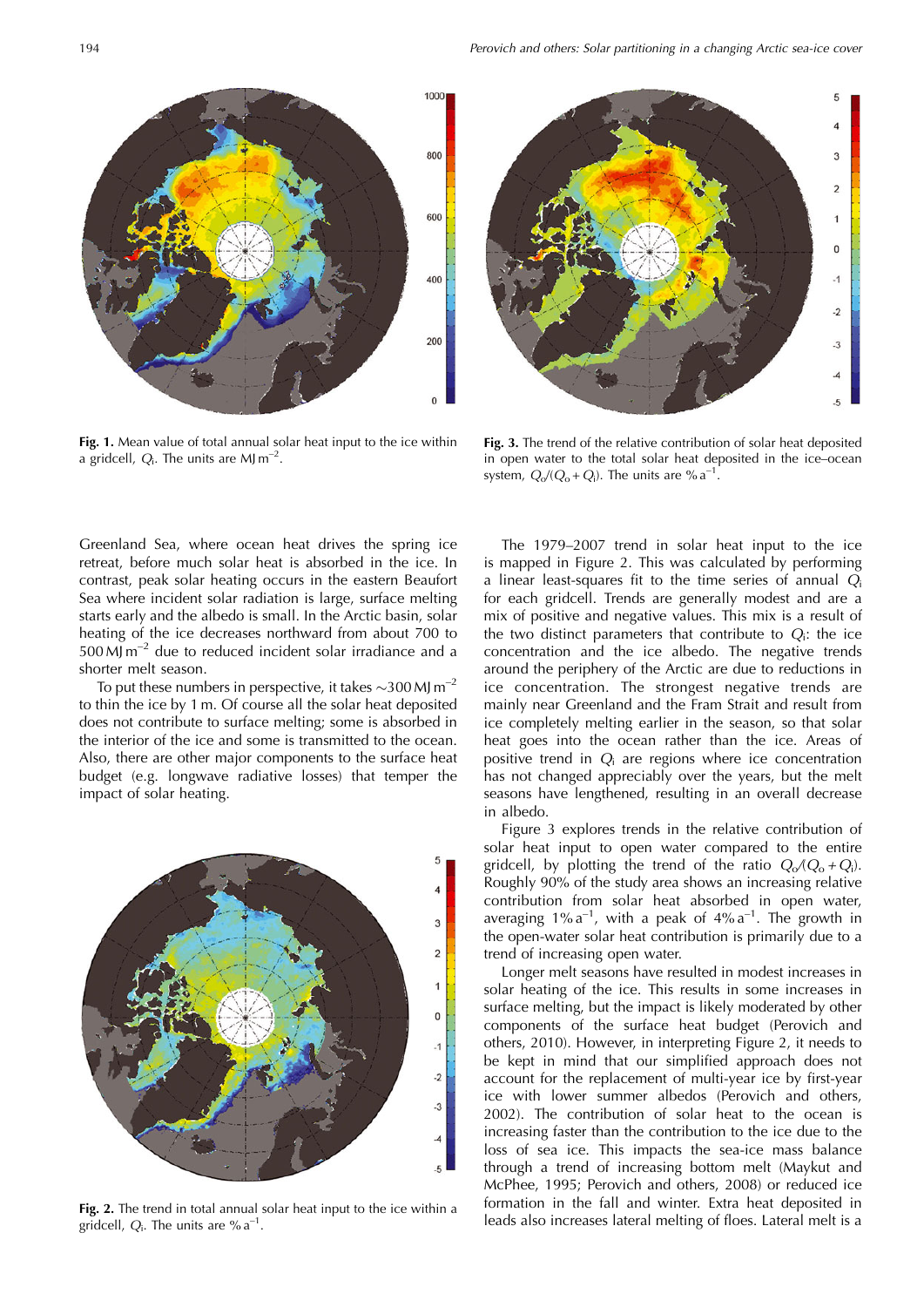1000
800
600
400
200
0

Fig. 1. Mean value of total annual solar heat input to the ice within a gridcell, $Q_i$. The units are MJ m$^{-2}$.

5
4
3
2
1
0
-1
-2
-3
-4
-5

Fig. 3. The trend of the relative contribution of solar heat deposited in open water to the total solar heat deposited in the ice–ocean system, $Q_o/(Q_o + Q_i)$. The units are % a$^{-1}$.

Greenland Sea, where ocean heat drives the spring ice retreat, before much solar heat is absorbed in the ice. In contrast, peak solar heating occurs in the eastern Beaufort Sea where incident solar radiation is large, surface melting starts early and the albedo is small. In the Arctic basin, solar heating of the ice decreases northward from about 700 to 500 MJ m$^{-2}$ due to reduced incident solar irradiance and a shorter melt season.

To put these numbers in perspective, it takes ~300 MJ m$^{-2}$ to thin the ice by 1 m. Of course all the solar heat deposited does not contribute to surface melting; some is absorbed in the interior of the ice and some is transmitted to the ocean. Also, there are other major components to the surface heat budget (e.g. longwave radiative losses) that temper the impact of solar heating.

5
4
3
2
1
0
-1
-2
-3
-4
-5

Fig. 2. The trend in total annual solar heat input to the ice within a gridcell, $Q_i$. The units are % a$^{-1}$.

The 1979–2007 trend in solar heat input to the ice is mapped in Figure 2. This was calculated by performing a linear least-squares fit to the time series of annual $Q_i$ for each gridcell. Trends are generally modest and are a mix of positive and negative values. This mix is a result of the two distinct parameters that contribute to $Q_i$: the ice concentration and the ice albedo. The negative trends around the periphery of the Arctic are due to reductions in ice concentration. The strongest negative trends are mainly near Greenland and the Fram Strait and result from ice completely melting earlier in the season, so that solar heat goes into the ocean rather than the ice. Areas of positive trend in $Q_i$ are regions where ice concentration has not changed appreciably over the years, but the melt seasons have lengthened, resulting in an overall decrease in albedo.

Figure 3 explores trends in the relative contribution of solar heat input to open water compared to the entire gridcell, by plotting the trend of the ratio $Q_o/(Q_o + Q_i)$. Roughly 90% of the study area shows an increasing relative contribution from solar heat absorbed in open water, averaging 1% a$^{-1}$, with a peak of 4% a$^{-1}$. The growth in the open-water solar heat contribution is primarily due to a trend of increasing open water.

Longer melt seasons have resulted in modest increases in solar heating of the ice. This results in some increases in surface melting, but the impact is likely moderated by other components of the surface heat budget (Perovich and others, 2010). However, in interpreting Figure 2, it needs to be kept in mind that our simplified approach does not account for the replacement of multi-year ice by first-year ice with lower summer albedos (Perovich and others, 2002). The contribution of solar heat to the ocean is increasing faster than the contribution to the ice due to the loss of sea ice. This impacts the sea-ice mass balance through a trend of increasing bottom melt (Maykut and McPhee, 1995; Perovich and others, 2008) or reduced ice formation in the fall and winter. Extra heat deposited in leads also increases lateral melting of floes. Lateral melt is a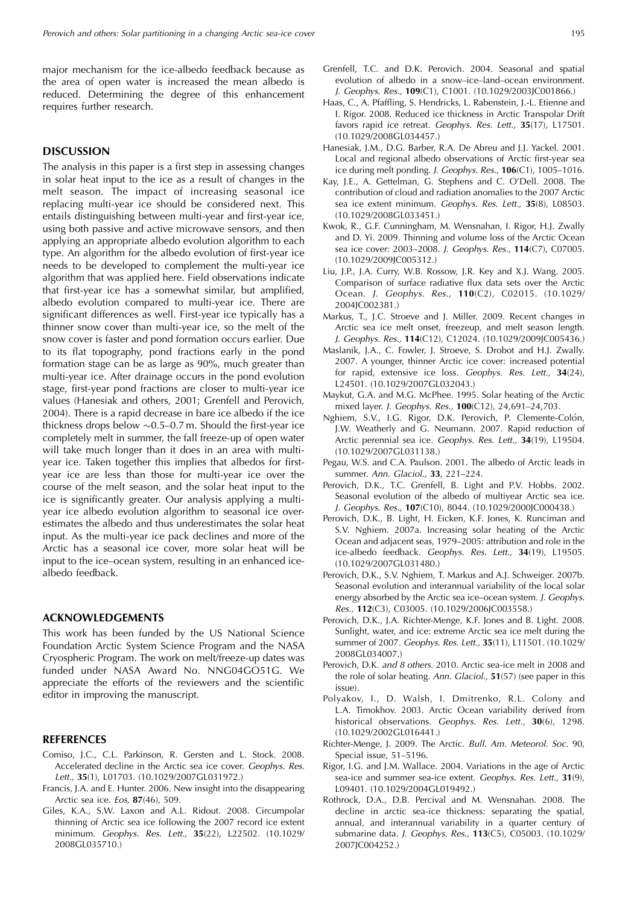major mechanism for the ice-albedo feedback because as the area of open water is increased the mean albedo is reduced. Determining the degree of this enhancement requires further research.

## DISCUSSION

The analysis in this paper is a first step in assessing changes in solar heat input to the ice as a result of changes in the melt season. The impact of increasing seasonal ice replacing multi-year ice should be considered next. This entails distinguishing between multi-year and first-year ice, using both passive and active microwave sensors, and then applying an appropriate albedo evolution algorithm to each type. An algorithm for the albedo evolution of first-year ice needs to be developed to complement the multi-year ice algorithm that was applied here. Field observations indicate that first-year ice has a somewhat similar, but amplified, albedo evolution compared to multi-year ice. There are significant differences as well. First-year ice typically has a thinner snow cover than multi-year ice, so the melt of the snow cover is faster and pond formation occurs earlier. Due to its flat topography, pond fractions early in the pond formation stage can be as large as 90%, much greater than multi-year ice. After drainage occurs in the pond evolution stage, first-year pond fractions are closer to multi-year ice values (Hanesiak and others, 2001; Grenfell and Perovich, 2004). There is a rapid decrease in bare ice albedo if the ice thickness drops below ~0.5–0.7 m. Should the first-year ice completely melt in summer, the fall freeze-up of open water will take much longer than it does in an area with multi-year ice. Taken together this implies that albedos for first-year ice are less than those for multi-year ice over the course of the melt season, and the solar heat input to the ice is significantly greater. Our analysis applying a multi-year ice albedo evolution algorithm to seasonal ice over-estimates the albedo and thus underestimates the solar heat input. As the multi-year ice pack declines and more of the Arctic has a seasonal ice cover, more solar heat will be input to the ice–ocean system, resulting in an enhanced ice-albedo feedback.

## ACKNOWLEDGEMENTS

This work has been funded by the US National Science Foundation Arctic System Science Program and the NASA Cryospheric Program. The work on melt/freeze-up dates was funded under NASA Award No. NNG04GO51G. We appreciate the efforts of the reviewers and the scientific editor in improving the manuscript.

## REFERENCES

Comiso, J.C., C.L. Parkinson, R. Gersten and L. Stock. 2008. Accelerated decline in the Arctic sea ice cover. *Geophys. Res. Lett.,* **35**(1), L01703. (10.1029/2007GL031972.)

Francis, J.A. and E. Hunter. 2006. New insight into the disappearing Arctic sea ice. *Eos,* **87**(46), 509.

Giles, K.A., S.W. Laxon and A.L. Ridout. 2008. Circumpolar thinning of Arctic sea ice following the 2007 record ice extent minimum. *Geophys. Res. Lett.,* **35**(22), L22502. (10.1029/2008GL035710.)

Grenfell, T.C. and D.K. Perovich. 2004. Seasonal and spatial evolution of albedo in a snow–ice–land–ocean environment. *J. Geophys. Res.,* **109**(C1), C1001. (10.1029/2003JC001866.)

Haas, C., A. Pfaffling, S. Hendricks, L. Rabenstein, J.-L. Etienne and I. Rigor. 2008. Reduced ice thickness in Arctic Transpolar Drift favors rapid ice retreat. *Geophys. Res. Lett.,* **35**(17), L17501. (10.1029/2008GL034457.)

Hanesiak, J.M., D.G. Barber, R.A. De Abreu and J.J. Yackel. 2001. Local and regional albedo observations of Arctic first-year sea ice during melt ponding. *J. Geophys. Res.,* **106**(C1), 1005–1016.

Kay, J.E., A. Gettelman, G. Stephens and C. O'Dell. 2008. The contribution of cloud and radiation anomalies to the 2007 Arctic sea ice extent minimum. *Geophys. Res. Lett.,* **35**(8), L08503. (10.1029/2008GL033451.)

Kwok, R., G.F. Cunningham, M. Wensnahan, I. Rigor, H.J. Zwally and D. Yi. 2009. Thinning and volume loss of the Arctic Ocean sea ice cover: 2003–2008. *J. Geophys. Res.,* **114**(C7), C07005. (10.1029/2009JC005312.)

Liu, J.P., J.A. Curry, W.B. Rossow, J.R. Key and X.J. Wang. 2005. Comparison of surface radiative flux data sets over the Arctic Ocean. *J. Geophys. Res.,* **110**(C2), C02015. (10.1029/2004JC002381.)

Markus, T., J.C. Stroeve and J. Miller. 2009. Recent changes in Arctic sea ice melt onset, freezeup, and melt season length. *J. Geophys. Res.,* **114**(C12), C12024. (10.1029/2009JC005436.)

Maslanik, J.A., C. Fowler, J. Stroeve, S. Drobot and H.J. Zwally. 2007. A younger, thinner Arctic ice cover: increased potential for rapid, extensive ice loss. *Geophys. Res. Lett.,* **34**(24), L24501. (10.1029/2007GL032043.)

Maykut, G.A. and M.G. McPhee. 1995. Solar heating of the Arctic mixed layer. *J. Geophys. Res.,* **100**(C12), 24,691–24,703.

Nghiem, S.V., I.G. Rigor, D.K. Perovich, P. Clemente-Colón, J.W. Weatherly and G. Neumann. 2007. Rapid reduction of Arctic perennial sea ice. *Geophys. Res. Lett.,* **34**(19), L19504. (10.1029/2007GL031138.)

Pegau, W.S. and C.A. Paulson. 2001. The albedo of Arctic leads in summer. *Ann. Glaciol.,* **33**, 221–224.

Perovich, D.K., T.C. Grenfell, B. Light and P.V. Hobbs. 2002. Seasonal evolution of the albedo of multiyear Arctic sea ice. *J. Geophys. Res.,* **107**(C10), 8044. (10.1029/2000JC000438.)

Perovich, D.K., B. Light, H. Eicken, K.F. Jones, K. Runciman and S.V. Nghiem. 2007a. Increasing solar heating of the Arctic Ocean and adjacent seas, 1979–2005: attribution and role in the ice-albedo feedback. *Geophys. Res. Lett.,* **34**(19), L19505. (10.1029/2007GL031480.)

Perovich, D.K., S.V. Nghiem, T. Markus and A.J. Schweiger. 2007b. Seasonal evolution and interannual variability of the local solar energy absorbed by the Arctic sea ice–ocean system. *J. Geophys. Res.,* **112**(C3), C03005. (10.1029/2006JC003558.)

Perovich, D.K., J.A. Richter-Menge, K.F. Jones and B. Light. 2008. Sunlight, water, and ice: extreme Arctic sea ice melt during the summer of 2007. *Geophys. Res. Lett.,* **35**(11), L11501. (10.1029/2008GL034007.)

Perovich, D.K. *and 8 others.* 2010. Arctic sea-ice melt in 2008 and the role of solar heating. *Ann. Glaciol.,* **51**(57) (see paper in this issue).

Polyakov, I., D. Walsh, I. Dmitrenko, R.L. Colony and L.A. Timokhov. 2003. Arctic Ocean variability derived from historical observations. *Geophys. Res. Lett.,* **30**(6), 1298. (10.1029/2002GL016441.)

Richter-Menge, J. 2009. The Arctic. *Bull. Am. Meteorol. Soc.* 90, Special issue, 51–5196.

Rigor, I.G. and J.M. Wallace. 2004. Variations in the age of Arctic sea-ice and summer sea-ice extent. *Geophys. Res. Lett.,* **31**(9), L09401. (10.1029/2004GL019492.)

Rothrock, D.A., D.B. Percival and M. Wensnahan. 2008. The decline in arctic sea-ice thickness: separating the spatial, annual, and interannual variability in a quarter century of submarine data. *J. Geophys. Res.,* **113**(C5), C05003. (10.1029/2007JC004252.)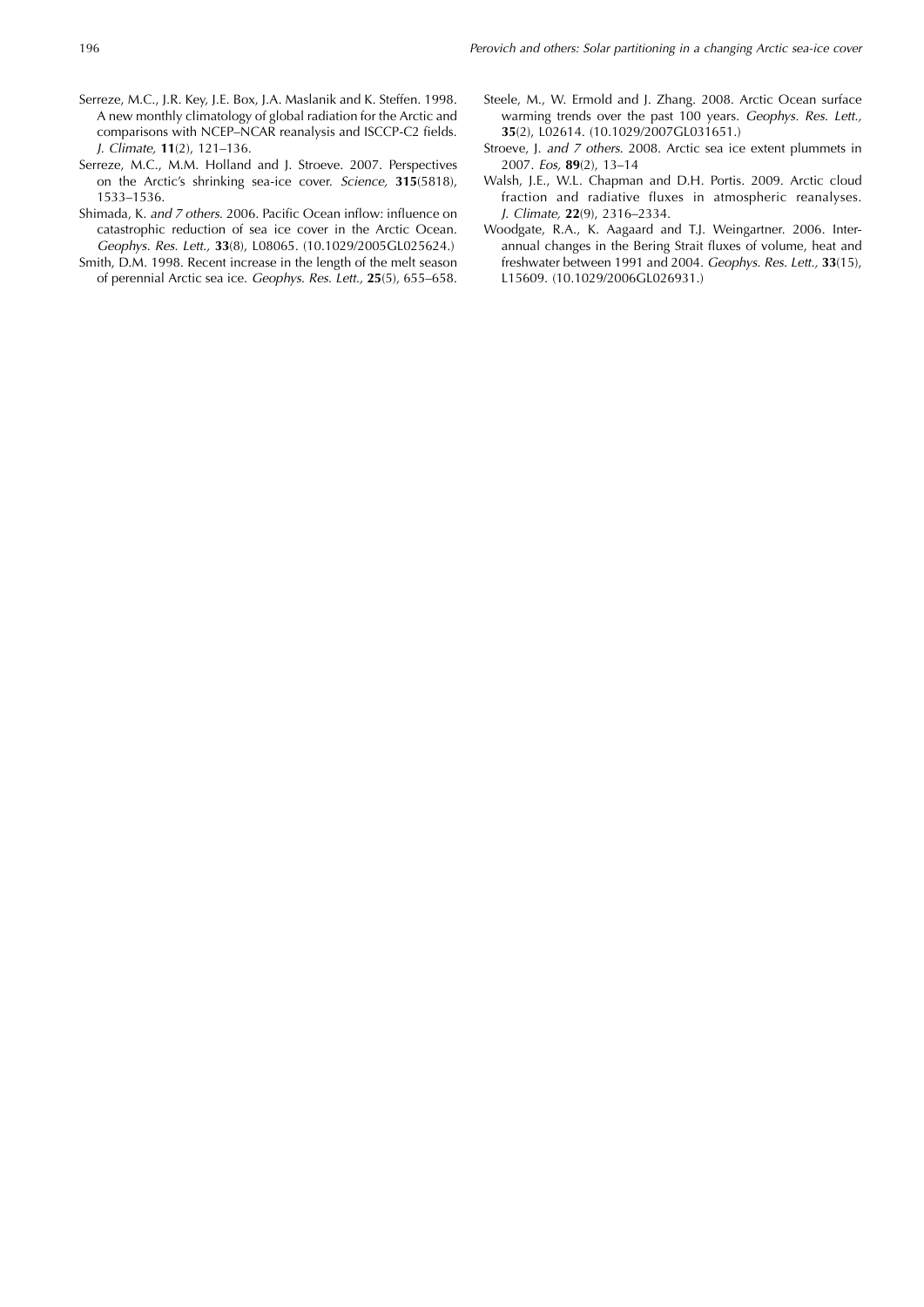Serreze, M.C., J.R. Key, J.E. Box, J.A. Maslanik and K. Steffen. 1998. A new monthly climatology of global radiation for the Arctic and comparisons with NCEP–NCAR reanalysis and ISCCP-C2 fields. *J. Climate,* **11**(2), 121–136.

Serreze, M.C., M.M. Holland and J. Stroeve. 2007. Perspectives on the Arctic's shrinking sea-ice cover. *Science,* **315**(5818), 1533–1536.

Shimada, K. *and 7 others.* 2006. Pacific Ocean inflow: influence on catastrophic reduction of sea ice cover in the Arctic Ocean. *Geophys. Res. Lett.,* **33**(8), L08065. (10.1029/2005GL025624.)

Smith, D.M. 1998. Recent increase in the length of the melt season of perennial Arctic sea ice. *Geophys. Res. Lett.,* **25**(5), 655–658.

Steele, M., W. Ermold and J. Zhang. 2008. Arctic Ocean surface warming trends over the past 100 years. *Geophys. Res. Lett.,* **35**(2), L02614. (10.1029/2007GL031651.)

Stroeve, J. *and 7 others.* 2008. Arctic sea ice extent plummets in 2007. *Eos,* **89**(2), 13–14

Walsh, J.E., W.L. Chapman and D.H. Portis. 2009. Arctic cloud fraction and radiative fluxes in atmospheric reanalyses. *J. Climate,* **22**(9), 2316–2334.

Woodgate, R.A., K. Aagaard and T.J. Weingartner. 2006. Interannual changes in the Bering Strait fluxes of volume, heat and freshwater between 1991 and 2004. *Geophys. Res. Lett.,* **33**(15), L15609. (10.1029/2006GL026931.)